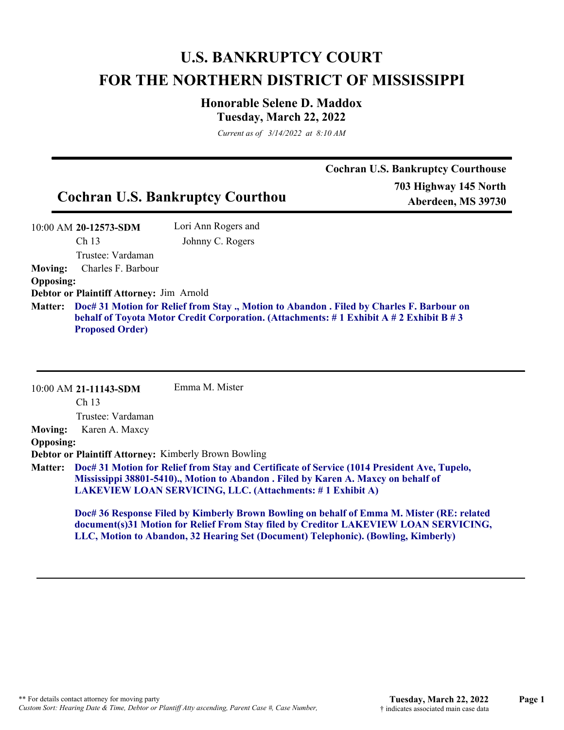# U.S. BANKRUPTCY COURT
# FOR THE NORTHERN DISTRICT OF MISSISSIPPI

### Honorable Selene D. Maddox
### Tuesday, March 22, 2022

*Current as of 3/14/2022 at 8:10 AM*

---

**Cochran U.S. Bankruptcy Courthouse**

## Cochran U.S. Bankruptcy Courthou

**703 Highway 145 North**
**Aberdeen, MS 39730**

---

10:00 AM **20-12573-SDM** Lori Ann Rogers and Johnny C. Rogers
Ch 13
Trustee: Vardaman

**Moving:** Charles F. Barbour
**Opposing:**
**Debtor or Plaintiff Attorney:** Jim Arnold
**Matter:** **Doc# 31 Motion for Relief from Stay ., Motion to Abandon . Filed by Charles F. Barbour on behalf of Toyota Motor Credit Corporation. (Attachments: # 1 Exhibit A # 2 Exhibit B # 3 Proposed Order)**

---

10:00 AM **21-11143-SDM** Emma M. Mister
Ch 13
Trustee: Vardaman

**Moving:** Karen A. Maxcy
**Opposing:**
**Debtor or Plaintiff Attorney:** Kimberly Brown Bowling
**Matter:** **Doc# 31 Motion for Relief from Stay and Certificate of Service (1014 President Ave, Tupelo, Mississippi 38801-5410)., Motion to Abandon . Filed by Karen A. Maxcy on behalf of LAKEVIEW LOAN SERVICING, LLC. (Attachments: # 1 Exhibit A)**

**Doc# 36 Response Filed by Kimberly Brown Bowling on behalf of Emma M. Mister (RE: related document(s)31 Motion for Relief From Stay filed by Creditor LAKEVIEW LOAN SERVICING, LLC, Motion to Abandon, 32 Hearing Set (Document) Telephonic). (Bowling, Kimberly)**

---

** For details contact attorney for moving party
*Custom Sort: Hearing Date & Time, Debtor or Plantiff Atty ascending, Parent Case #, Case Number,*

† indicates associated main case data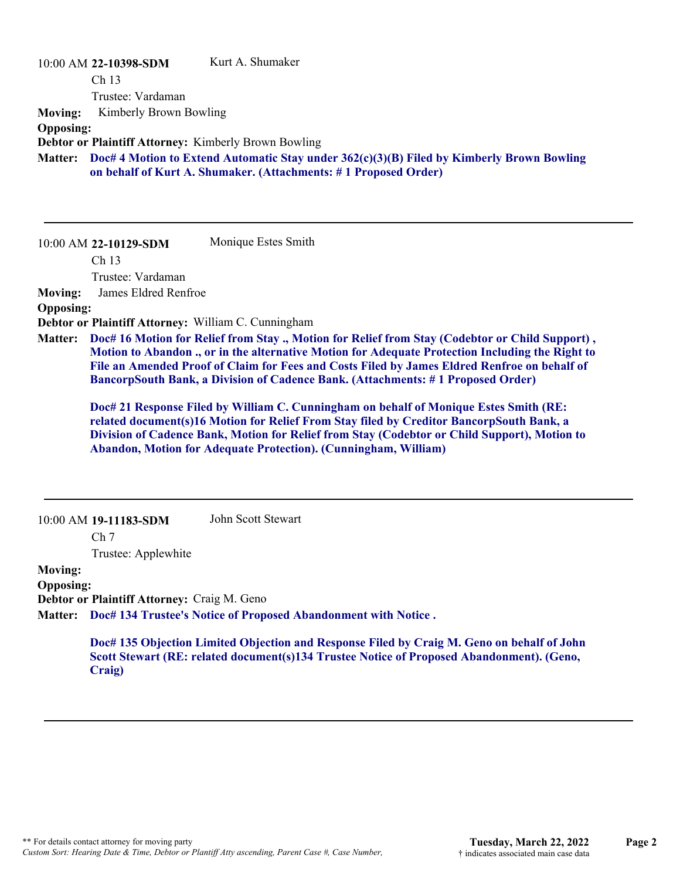10:00 AM **22-10398-SDM** Kurt A. Shumaker

Ch 13

Trustee: Vardaman

**Moving:** Kimberly Brown Bowling

**Opposing:**

**Debtor or Plaintiff Attorney:** Kimberly Brown Bowling

**Matter:** **Doc# 4 Motion to Extend Automatic Stay under 362(c)(3)(B) Filed by Kimberly Brown Bowling on behalf of Kurt A. Shumaker. (Attachments: # 1 Proposed Order)**

---

10:00 AM **22-10129-SDM** Monique Estes Smith

Ch 13

Trustee: Vardaman

**Moving:** James Eldred Renfroe

**Opposing:**

**Debtor or Plaintiff Attorney:** William C. Cunningham

**Matter:** **Doc# 16 Motion for Relief from Stay ., Motion for Relief from Stay (Codebtor or Child Support) , Motion to Abandon ., or in the alternative Motion for Adequate Protection Including the Right to File an Amended Proof of Claim for Fees and Costs Filed by James Eldred Renfroe on behalf of BancorpSouth Bank, a Division of Cadence Bank. (Attachments: # 1 Proposed Order)**

**Doc# 21 Response Filed by William C. Cunningham on behalf of Monique Estes Smith (RE: related document(s)16 Motion for Relief From Stay filed by Creditor BancorpSouth Bank, a Division of Cadence Bank, Motion for Relief from Stay (Codebtor or Child Support), Motion to Abandon, Motion for Adequate Protection). (Cunningham, William)**

---

10:00 AM **19-11183-SDM** John Scott Stewart

Ch 7

Trustee: Applewhite

**Moving:**

**Opposing:**

**Debtor or Plaintiff Attorney:** Craig M. Geno

**Matter:** **Doc# 134 Trustee's Notice of Proposed Abandonment with Notice .**

**Doc# 135 Objection Limited Objection and Response Filed by Craig M. Geno on behalf of John Scott Stewart (RE: related document(s)134 Trustee Notice of Proposed Abandonment). (Geno, Craig)**

---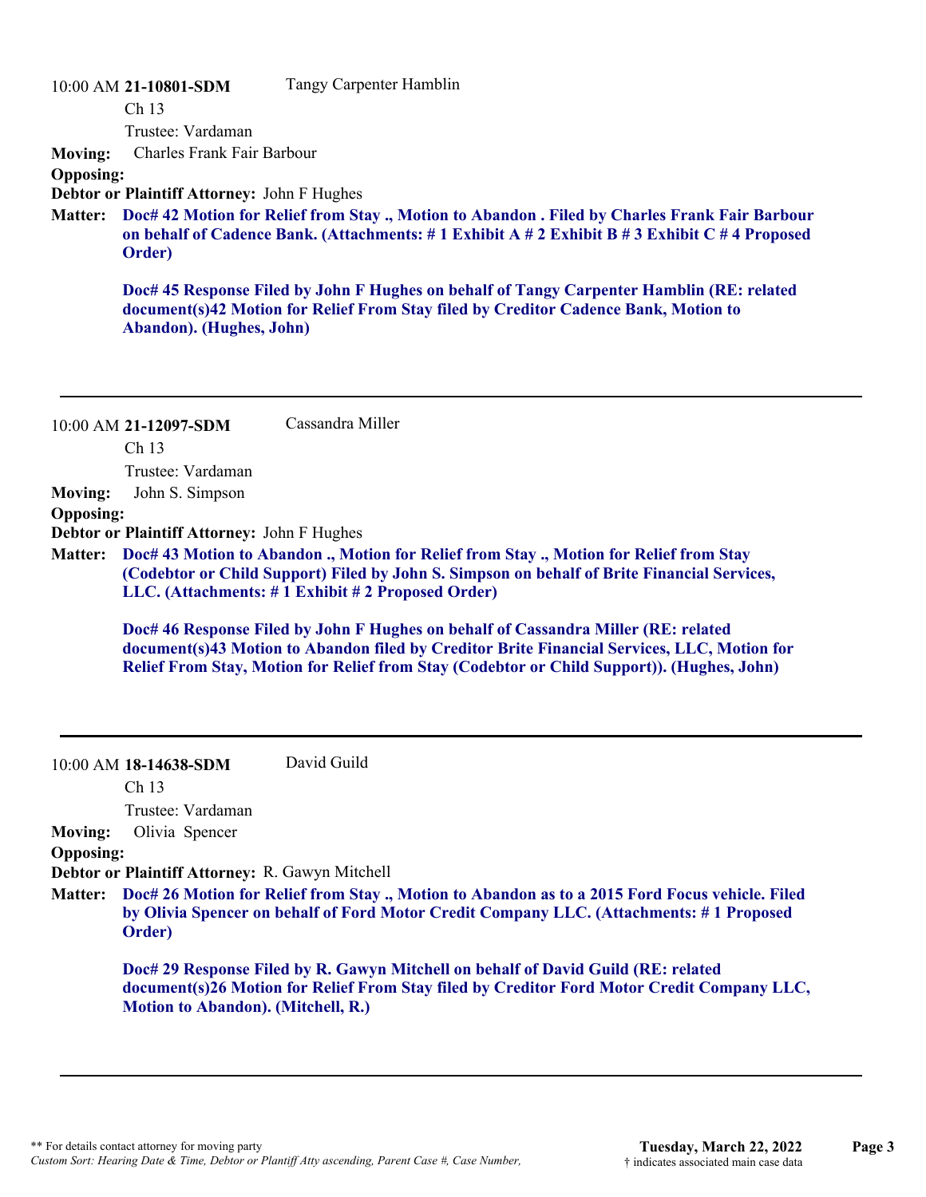10:00 AM **21-10801-SDM** Tangy Carpenter Hamblin

Ch 13

Trustee: Vardaman

**Moving:** Charles Frank Fair Barbour

**Opposing:**

**Debtor or Plaintiff Attorney:** John F Hughes

**Matter:** **Doc# 42 Motion for Relief from Stay ., Motion to Abandon . Filed by Charles Frank Fair Barbour on behalf of Cadence Bank. (Attachments: # 1 Exhibit A # 2 Exhibit B # 3 Exhibit C # 4 Proposed Order)**

**Doc# 45 Response Filed by John F Hughes on behalf of Tangy Carpenter Hamblin (RE: related document(s)42 Motion for Relief From Stay filed by Creditor Cadence Bank, Motion to Abandon). (Hughes, John)**

---

10:00 AM **21-12097-SDM** Cassandra Miller

Ch 13

Trustee: Vardaman

**Moving:** John S. Simpson

**Opposing:**

**Debtor or Plaintiff Attorney:** John F Hughes

**Matter:** **Doc# 43 Motion to Abandon ., Motion for Relief from Stay ., Motion for Relief from Stay (Codebtor or Child Support) Filed by John S. Simpson on behalf of Brite Financial Services, LLC. (Attachments: # 1 Exhibit # 2 Proposed Order)**

**Doc# 46 Response Filed by John F Hughes on behalf of Cassandra Miller (RE: related document(s)43 Motion to Abandon filed by Creditor Brite Financial Services, LLC, Motion for Relief From Stay, Motion for Relief from Stay (Codebtor or Child Support)). (Hughes, John)**

---

10:00 AM **18-14638-SDM** David Guild

Ch 13

Trustee: Vardaman

**Moving:** Olivia Spencer

**Opposing:**

**Debtor or Plaintiff Attorney:** R. Gawyn Mitchell

**Matter:** **Doc# 26 Motion for Relief from Stay ., Motion to Abandon as to a 2015 Ford Focus vehicle. Filed by Olivia Spencer on behalf of Ford Motor Credit Company LLC. (Attachments: # 1 Proposed Order)**

**Doc# 29 Response Filed by R. Gawyn Mitchell on behalf of David Guild (RE: related document(s)26 Motion for Relief From Stay filed by Creditor Ford Motor Credit Company LLC, Motion to Abandon). (Mitchell, R.)**

---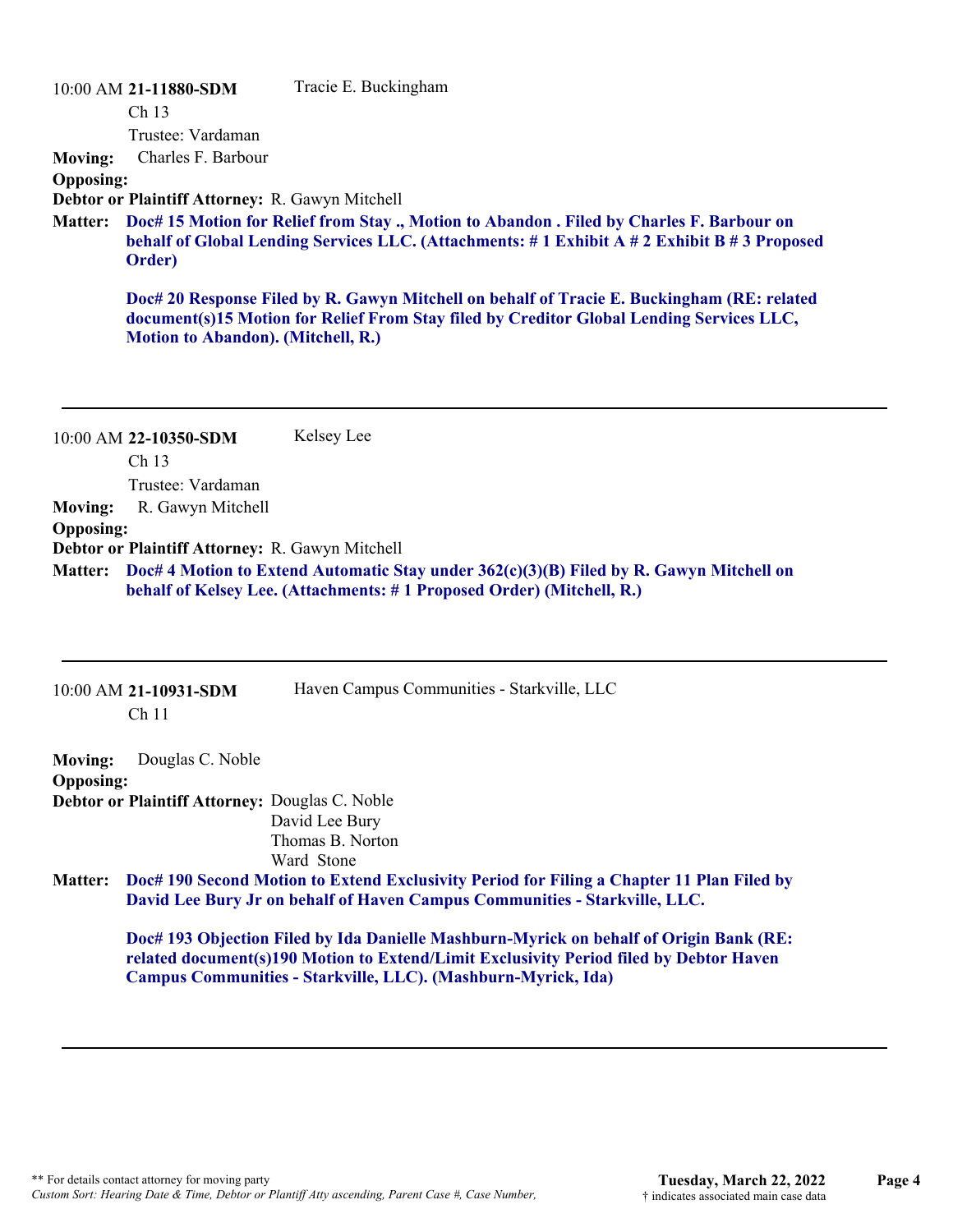10:00 AM **21-11880-SDM** Tracie E. Buckingham

Ch 13

Trustee: Vardaman

**Moving:** Charles F. Barbour

**Opposing:**

**Debtor or Plaintiff Attorney:** R. Gawyn Mitchell

**Matter:** **Doc# 15 Motion for Relief from Stay ., Motion to Abandon . Filed by Charles F. Barbour on behalf of Global Lending Services LLC. (Attachments: # 1 Exhibit A # 2 Exhibit B # 3 Proposed Order)**

**Doc# 20 Response Filed by R. Gawyn Mitchell on behalf of Tracie E. Buckingham (RE: related document(s)15 Motion for Relief From Stay filed by Creditor Global Lending Services LLC, Motion to Abandon). (Mitchell, R.)**

---

10:00 AM **22-10350-SDM** Kelsey Lee

Ch 13

Trustee: Vardaman

**Moving:** R. Gawyn Mitchell

**Opposing:**

**Debtor or Plaintiff Attorney:** R. Gawyn Mitchell

**Matter:** **Doc# 4 Motion to Extend Automatic Stay under 362(c)(3)(B) Filed by R. Gawyn Mitchell on behalf of Kelsey Lee. (Attachments: # 1 Proposed Order) (Mitchell, R.)**

---

10:00 AM **21-10931-SDM** Haven Campus Communities - Starkville, LLC

Ch 11

**Moving:** Douglas C. Noble

**Opposing:**

**Debtor or Plaintiff Attorney:** Douglas C. Noble
David Lee Bury
Thomas B. Norton
Ward Stone

**Matter:** **Doc# 190 Second Motion to Extend Exclusivity Period for Filing a Chapter 11 Plan Filed by David Lee Bury Jr on behalf of Haven Campus Communities - Starkville, LLC.**

**Doc# 193 Objection Filed by Ida Danielle Mashburn-Myrick on behalf of Origin Bank (RE: related document(s)190 Motion to Extend/Limit Exclusivity Period filed by Debtor Haven Campus Communities - Starkville, LLC). (Mashburn-Myrick, Ida)**

---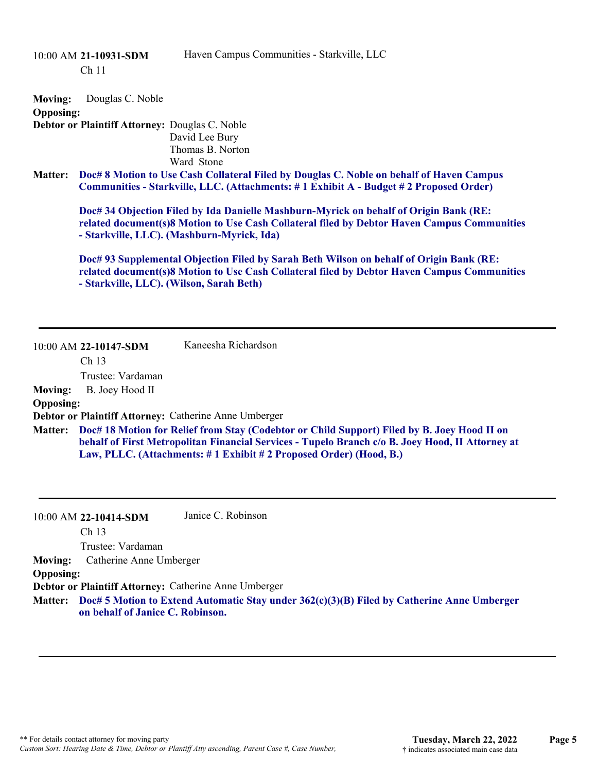10:00 AM **21-10931-SDM** Haven Campus Communities - Starkville, LLC
Ch 11

**Moving:** Douglas C. Noble
**Opposing:**
**Debtor or Plaintiff Attorney:** Douglas C. Noble
David Lee Bury
Thomas B. Norton
Ward Stone

**Matter:** **Doc# 8 Motion to Use Cash Collateral Filed by Douglas C. Noble on behalf of Haven Campus Communities - Starkville, LLC. (Attachments: # 1 Exhibit A - Budget # 2 Proposed Order)**

**Doc# 34 Objection Filed by Ida Danielle Mashburn-Myrick on behalf of Origin Bank (RE: related document(s)8 Motion to Use Cash Collateral filed by Debtor Haven Campus Communities - Starkville, LLC). (Mashburn-Myrick, Ida)**

**Doc# 93 Supplemental Objection Filed by Sarah Beth Wilson on behalf of Origin Bank (RE: related document(s)8 Motion to Use Cash Collateral filed by Debtor Haven Campus Communities - Starkville, LLC). (Wilson, Sarah Beth)**

---

10:00 AM **22-10147-SDM** Kaneesha Richardson
Ch 13
Trustee: Vardaman

**Moving:** B. Joey Hood II
**Opposing:**
**Debtor or Plaintiff Attorney:** Catherine Anne Umberger

**Matter:** **Doc# 18 Motion for Relief from Stay (Codebtor or Child Support) Filed by B. Joey Hood II on behalf of First Metropolitan Financial Services - Tupelo Branch c/o B. Joey Hood, II Attorney at Law, PLLC. (Attachments: # 1 Exhibit # 2 Proposed Order) (Hood, B.)**

---

10:00 AM **22-10414-SDM** Janice C. Robinson
Ch 13
Trustee: Vardaman

**Moving:** Catherine Anne Umberger
**Opposing:**
**Debtor or Plaintiff Attorney:** Catherine Anne Umberger

**Matter:** **Doc# 5 Motion to Extend Automatic Stay under 362(c)(3)(B) Filed by Catherine Anne Umberger on behalf of Janice C. Robinson.**

---